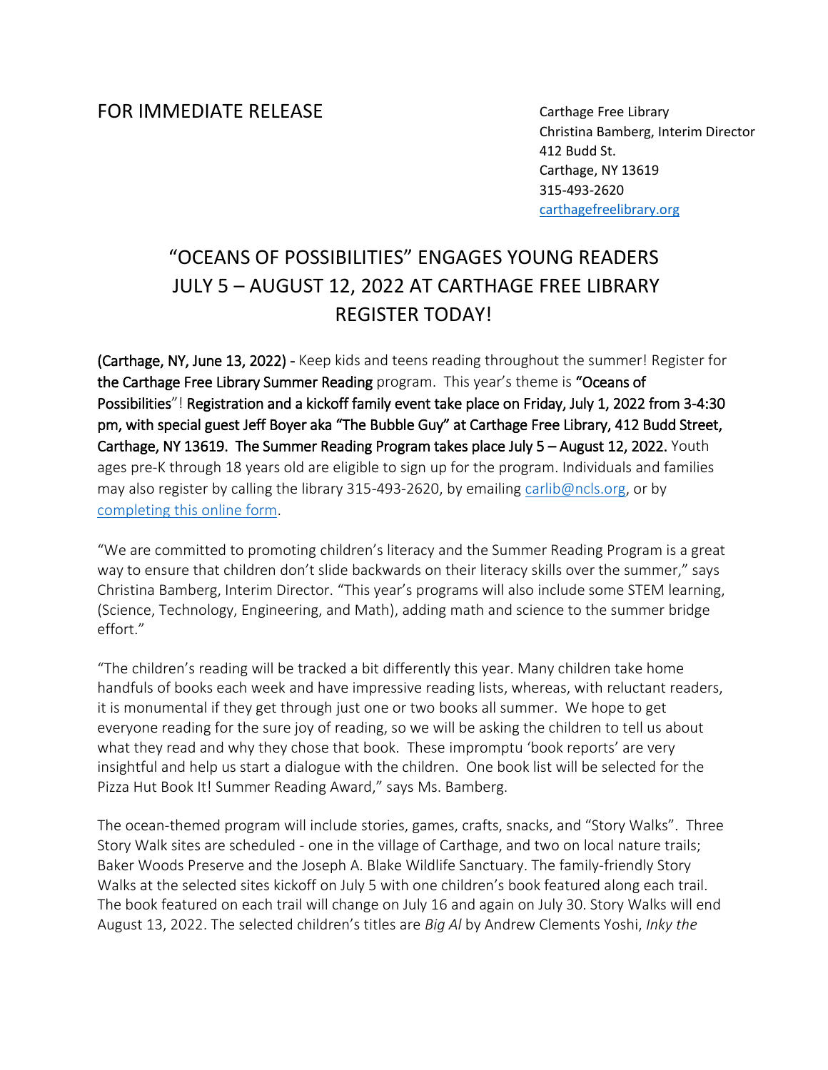FOR IMMEDIATE RELEASE

Carthage Free Library
Christina Bamberg, Interim Director
412 Budd St.
Carthage, NY 13619
315-493-2620
[carthagefreelibrary.org](carthagefreelibrary.org)

# "OCEANS OF POSSIBILITIES" ENGAGES YOUNG READERS JULY 5 – AUGUST 12, 2022 AT CARTHAGE FREE LIBRARY REGISTER TODAY!

**(Carthage, NY, June 13, 2022) -** Keep kids and teens reading throughout the summer! Register for **the Carthage Free Library Summer Reading** program. This year's theme is **"Oceans of Possibilities**"! **Registration and a kickoff family event take place on Friday, July 1, 2022 from 3-4:30 pm, with special guest Jeff Boyer aka "The Bubble Guy" at Carthage Free Library, 412 Budd Street, Carthage, NY 13619. The Summer Reading Program takes place July 5 – August 12, 2022.** Youth ages pre-K through 18 years old are eligible to sign up for the program. Individuals and families may also register by calling the library 315-493-2620, by emailing [carlib@ncls.org](mailto:carlib@ncls.org), or by [completing this online form](#).

"We are committed to promoting children's literacy and the Summer Reading Program is a great way to ensure that children don't slide backwards on their literacy skills over the summer," says Christina Bamberg, Interim Director. "This year's programs will also include some STEM learning, (Science, Technology, Engineering, and Math), adding math and science to the summer bridge effort."

"The children's reading will be tracked a bit differently this year. Many children take home handfuls of books each week and have impressive reading lists, whereas, with reluctant readers, it is monumental if they get through just one or two books all summer. We hope to get everyone reading for the sure joy of reading, so we will be asking the children to tell us about what they read and why they chose that book. These impromptu 'book reports' are very insightful and help us start a dialogue with the children. One book list will be selected for the Pizza Hut Book It! Summer Reading Award," says Ms. Bamberg.

The ocean-themed program will include stories, games, crafts, snacks, and "Story Walks". Three Story Walk sites are scheduled - one in the village of Carthage, and two on local nature trails; Baker Woods Preserve and the Joseph A. Blake Wildlife Sanctuary. The family-friendly Story Walks at the selected sites kickoff on July 5 with one children's book featured along each trail. The book featured on each trail will change on July 16 and again on July 30. Story Walks will end August 13, 2022. The selected children's titles are *Big Al* by Andrew Clements Yoshi, *Inky the*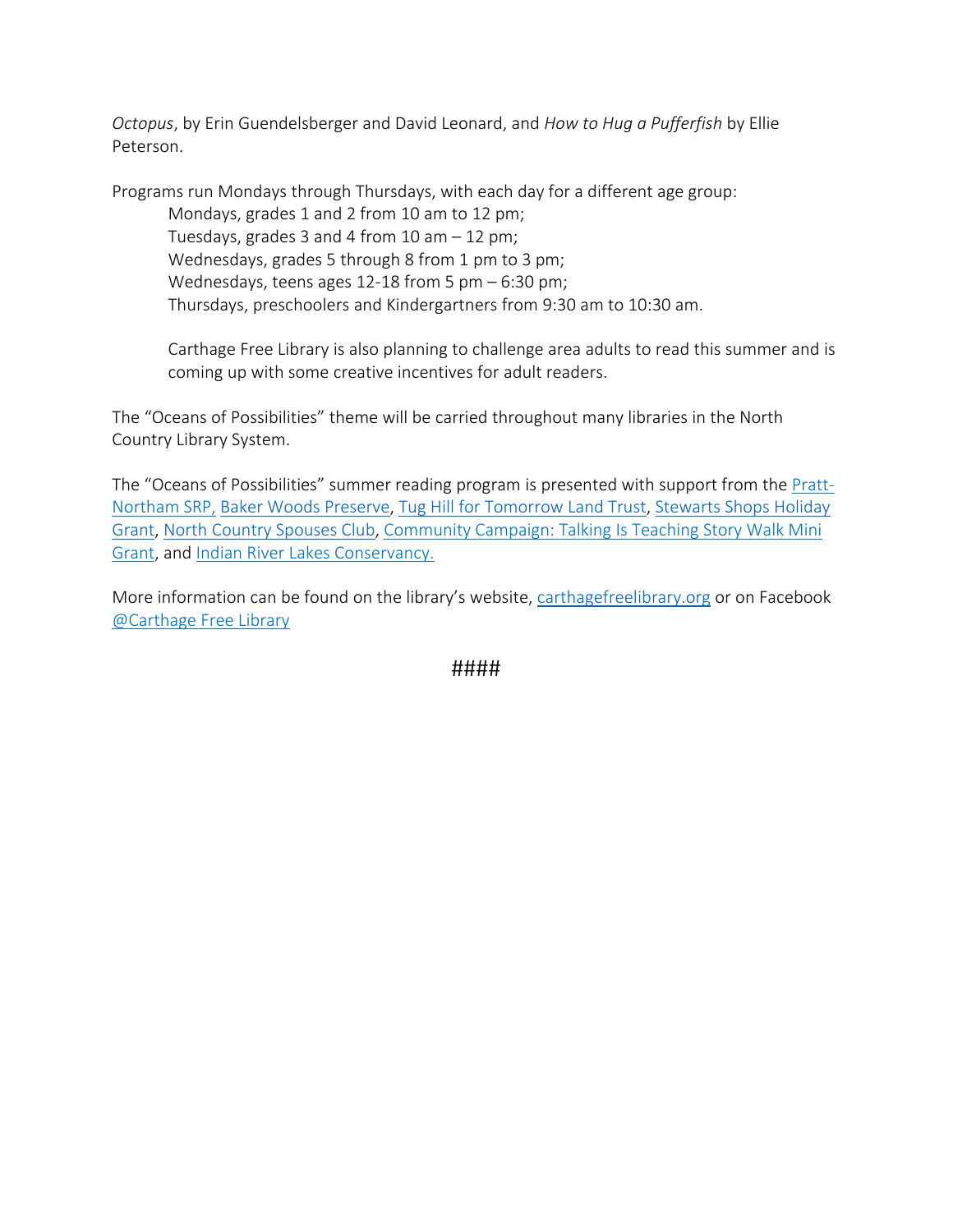*Octopus*, by Erin Guendelsberger and David Leonard, and *How to Hug a Pufferfish* by Ellie Peterson.

Programs run Mondays through Thursdays, with each day for a different age group:

Mondays, grades 1 and 2 from 10 am to 12 pm;
Tuesdays, grades 3 and 4 from 10 am – 12 pm;
Wednesdays, grades 5 through 8 from 1 pm to 3 pm;
Wednesdays, teens ages 12-18 from 5 pm – 6:30 pm;
Thursdays, preschoolers and Kindergartners from 9:30 am to 10:30 am.

Carthage Free Library is also planning to challenge area adults to read this summer and is coming up with some creative incentives for adult readers.

The "Oceans of Possibilities" theme will be carried throughout many libraries in the North Country Library System.

The "Oceans of Possibilities" summer reading program is presented with support from the Pratt-Northam SRP, Baker Woods Preserve, Tug Hill for Tomorrow Land Trust, Stewarts Shops Holiday Grant, North Country Spouses Club, Community Campaign: Talking Is Teaching Story Walk Mini Grant, and Indian River Lakes Conservancy.

More information can be found on the library's website, carthagefreelibrary.org or on Facebook @Carthage Free Library

####